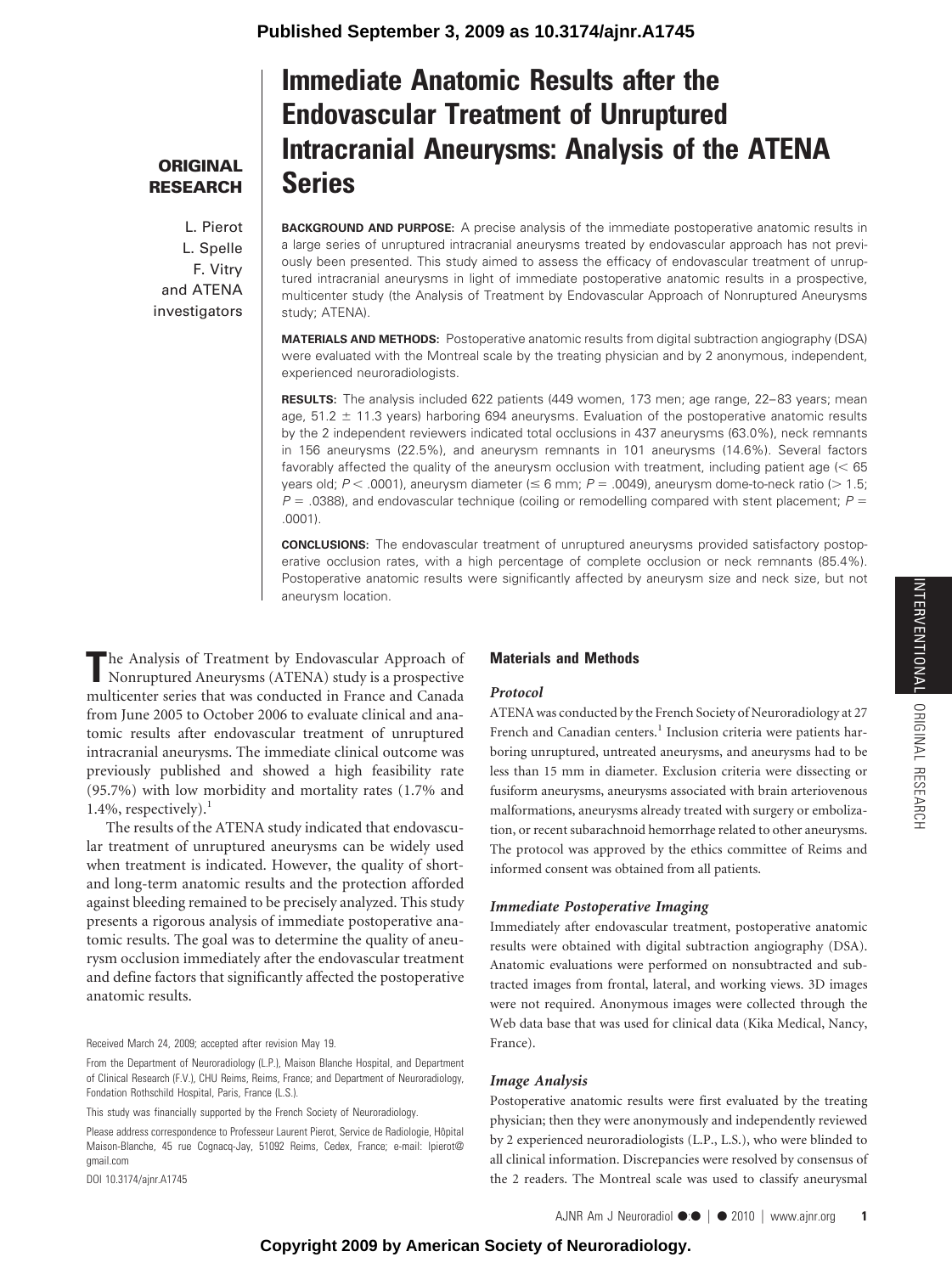Published September 3, 2009 as 10.3174/ajnr.A1745

**ORIGINAL RESEARCH**

# Immediate Anatomic Results after the Endovascular Treatment of Unruptured Intracranial Aneurysms: Analysis of the ATENA Series

L. Pierot
L. Spelle
F. Vitry
and ATENA investigators

**BACKGROUND AND PURPOSE:** A precise analysis of the immediate postoperative anatomic results in a large series of unruptured intracranial aneurysms treated by endovascular approach has not previously been presented. This study aimed to assess the efficacy of endovascular treatment of unruptured intracranial aneurysms in light of immediate postoperative anatomic results in a prospective, multicenter study (the Analysis of Treatment by Endovascular Approach of Nonruptured Aneurysms study; ATENA).

**MATERIALS AND METHODS:** Postoperative anatomic results from digital subtraction angiography (DSA) were evaluated with the Montreal scale by the treating physician and by 2 anonymous, independent, experienced neuroradiologists.

**RESULTS:** The analysis included 622 patients (449 women, 173 men; age range, 22–83 years; mean age, 51.2 ± 11.3 years) harboring 694 aneurysms. Evaluation of the postoperative anatomic results by the 2 independent reviewers indicated total occlusions in 437 aneurysms (63.0%), neck remnants in 156 aneurysms (22.5%), and aneurysm remnants in 101 aneurysms (14.6%). Several factors favorably affected the quality of the aneurysm occlusion with treatment, including patient age (< 65 years old; $P < .0001$), aneurysm diameter (≤ 6 mm; $P = .0049$), aneurysm dome-to-neck ratio (> 1.5; $P = .0388$), and endovascular technique (coiling or remodelling compared with stent placement; $P = .0001$).

**CONCLUSIONS:** The endovascular treatment of unruptured aneurysms provided satisfactory postoperative occlusion rates, with a high percentage of complete occlusion or neck remnants (85.4%). Postoperative anatomic results were significantly affected by aneurysm size and neck size, but not aneurysm location.

The Analysis of Treatment by Endovascular Approach of Nonruptured Aneurysms (ATENA) study is a prospective multicenter series that was conducted in France and Canada from June 2005 to October 2006 to evaluate clinical and anatomic results after endovascular treatment of unruptured intracranial aneurysms. The immediate clinical outcome was previously published and showed a high feasibility rate (95.7%) with low morbidity and mortality rates (1.7% and 1.4%, respectively).[1]

The results of the ATENA study indicated that endovascular treatment of unruptured aneurysms can be widely used when treatment is indicated. However, the quality of short- and long-term anatomic results and the protection afforded against bleeding remained to be precisely analyzed. This study presents a rigorous analysis of immediate postoperative anatomic results. The goal was to determine the quality of aneurysm occlusion immediately after the endovascular treatment and define factors that significantly affected the postoperative anatomic results.

Received March 24, 2009; accepted after revision May 19.

From the Department of Neuroradiology (L.P.), Maison Blanche Hospital, and Department of Clinical Research (F.V.), CHU Reims, Reims, France; and Department of Neuroradiology, Fondation Rothschild Hospital, Paris, France (L.S.).

This study was financially supported by the French Society of Neuroradiology.

Please address correspondence to Professeur Laurent Pierot, Service de Radiologie, Hôpital Maison-Blanche, 45 rue Cognacq-Jay, 51092 Reims, Cedex, France; e-mail: lpierot@gmail.com

DOI 10.3174/ajnr.A1745

## Materials and Methods

### Protocol

ATENA was conducted by the French Society of Neuroradiology at 27 French and Canadian centers.[1] Inclusion criteria were patients harboring unruptured, untreated aneurysms, and aneurysms had to be less than 15 mm in diameter. Exclusion criteria were dissecting or fusiform aneurysms, aneurysms associated with brain arteriovenous malformations, aneurysms already treated with surgery or embolization, or recent subarachnoid hemorrhage related to other aneurysms. The protocol was approved by the ethics committee of Reims and informed consent was obtained from all patients.

### Immediate Postoperative Imaging

Immediately after endovascular treatment, postoperative anatomic results were obtained with digital subtraction angiography (DSA). Anatomic evaluations were performed on nonsubtracted and subtracted images from frontal, lateral, and working views. 3D images were not required. Anonymous images were collected through the Web data base that was used for clinical data (Kika Medical, Nancy, France).

### Image Analysis

Postoperative anatomic results were first evaluated by the treating physician; then they were anonymously and independently reviewed by 2 experienced neuroradiologists (L.P., L.S.), who were blinded to all clinical information. Discrepancies were resolved by consensus of the 2 readers. The Montreal scale was used to classify aneurysmal

Copyright 2009 by American Society of Neuroradiology.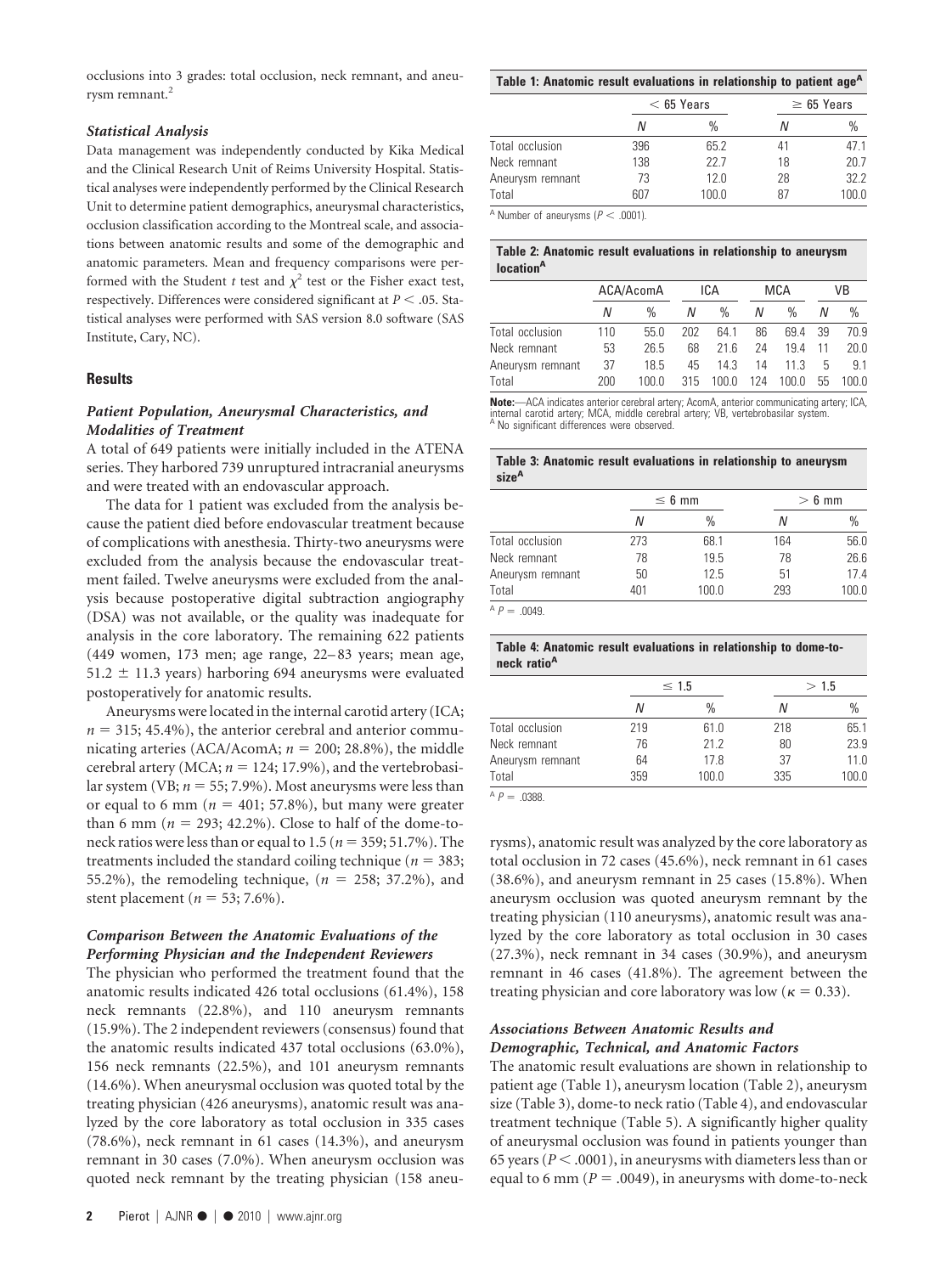occlusions into 3 grades: total occlusion, neck remnant, and aneurysm remnant.[2]

### Statistical Analysis

Data management was independently conducted by Kika Medical and the Clinical Research Unit of Reims University Hospital. Statistical analyses were independently performed by the Clinical Research Unit to determine patient demographics, aneurysmal characteristics, occlusion classification according to the Montreal scale, and associations between anatomic results and some of the demographic and anatomic parameters. Mean and frequency comparisons were performed with the Student $t$ test and $\chi^2$ test or the Fisher exact test, respectively. Differences were considered significant at $P < .05$. Statistical analyses were performed with SAS version 8.0 software (SAS Institute, Cary, NC).

## Results

### Patient Population, Aneurysmal Characteristics, and Modalities of Treatment

A total of 649 patients were initially included in the ATENA series. They harbored 739 unruptured intracranial aneurysms and were treated with an endovascular approach.

The data for 1 patient was excluded from the analysis because the patient died before endovascular treatment because of complications with anesthesia. Thirty-two aneurysms were excluded from the analysis because the endovascular treatment failed. Twelve aneurysms were excluded from the analysis because postoperative digital subtraction angiography (DSA) was not available, or the quality was inadequate for analysis in the core laboratory. The remaining 622 patients (449 women, 173 men; age range, 22–83 years; mean age, 51.2 ± 11.3 years) harboring 694 aneurysms were evaluated postoperatively for anatomic results.

Aneurysms were located in the internal carotid artery (ICA; $n = 315$; 45.4%), the anterior cerebral and anterior communicating arteries (ACA/AcomA; $n = 200$; 28.8%), the middle cerebral artery (MCA; $n = 124$; 17.9%), and the vertebrobasilar system (VB; $n = 55$; 7.9%). Most aneurysms were less than or equal to 6 mm ($n = 401$; 57.8%), but many were greater than 6 mm ($n = 293$; 42.2%). Close to half of the dome-to-neck ratios were less than or equal to 1.5 ($n = 359$; 51.7%). The treatments included the standard coiling technique ($n = 383$; 55.2%), the remodeling technique, ($n = 258$; 37.2%), and stent placement ($n = 53$; 7.6%).

### Comparison Between the Anatomic Evaluations of the Performing Physician and the Independent Reviewers

The physician who performed the treatment found that the anatomic results indicated 426 total occlusions (61.4%), 158 neck remnants (22.8%), and 110 aneurysm remnants (15.9%). The 2 independent reviewers (consensus) found that the anatomic results indicated 437 total occlusions (63.0%), 156 neck remnants (22.5%), and 101 aneurysm remnants (14.6%). When aneurysmal occlusion was quoted total by the treating physician (426 aneurysms), anatomic result was analyzed by the core laboratory as total occlusion in 335 cases (78.6%), neck remnant in 61 cases (14.3%), and aneurysm remnant in 30 cases (7.0%). When aneurysm occlusion was quoted neck remnant by the treating physician (158 aneurysms), anatomic result was analyzed by the core laboratory as total occlusion in 72 cases (45.6%), neck remnant in 61 cases (38.6%), and aneurysm remnant in 25 cases (15.8%). When aneurysm occlusion was quoted aneurysm remnant by the treating physician (110 aneurysms), anatomic result was analyzed by the core laboratory as total occlusion in 30 cases (27.3%), neck remnant in 34 cases (30.9%), and aneurysm remnant in 46 cases (41.8%). The agreement between the treating physician and core laboratory was low ($\kappa = 0.33$).

### Associations Between Anatomic Results and Demographic, Technical, and Anatomic Factors

The anatomic result evaluations are shown in relationship to patient age (Table 1), aneurysm location (Table 2), aneurysm size (Table 3), dome-to neck ratio (Table 4), and endovascular treatment technique (Table 5). A significantly higher quality of aneurysmal occlusion was found in patients younger than 65 years ($P < .0001$), in aneurysms with diameters less than or equal to 6 mm ($P = .0049$), in aneurysms with dome-to-neck

**Table 1: Anatomic result evaluations in relationship to patient age[A]**

| | < 65 Years | | ≥ 65 Years | |
|---|---|---|---|---|
| | N | % | N | % |
| Total occlusion | 396 | 65.2 | 41 | 47.1 |
| Neck remnant | 138 | 22.7 | 18 | 20.7 |
| Aneurysm remnant | 73 | 12.0 | 28 | 32.2 |
| Total | 607 | 100.0 | 87 | 100.0 |

[A] Number of aneurysms ($P < .0001$).

**Table 2: Anatomic result evaluations in relationship to aneurysm location[A]**

| | ACA/AcomA | | ICA | | MCA | | VB | |
|---|---|---|---|---|---|---|---|---|
| | N | % | N | % | N | % | N | % |
| Total occlusion | 110 | 55.0 | 202 | 64.1 | 86 | 69.4 | 39 | 70.9 |
| Neck remnant | 53 | 26.5 | 68 | 21.6 | 24 | 19.4 | 11 | 20.0 |
| Aneurysm remnant | 37 | 18.5 | 45 | 14.3 | 14 | 11.3 | 5 | 9.1 |
| Total | 200 | 100.0 | 315 | 100.0 | 124 | 100.0 | 55 | 100.0 |

**Note:**—ACA indicates anterior cerebral artery; AcomA, anterior communicating artery; ICA, internal carotid artery; MCA, middle cerebral artery; VB, vertebrobasilar system.
[A] No significant differences were observed.

**Table 3: Anatomic result evaluations in relationship to aneurysm size[A]**

| | ≤ 6 mm | | > 6 mm | |
|---|---|---|---|---|
| | N | % | N | % |
| Total occlusion | 273 | 68.1 | 164 | 56.0 |
| Neck remnant | 78 | 19.5 | 78 | 26.6 |
| Aneurysm remnant | 50 | 12.5 | 51 | 17.4 |
| Total | 401 | 100.0 | 293 | 100.0 |

[A] $P = .0049$.

**Table 4: Anatomic result evaluations in relationship to dome-to-neck ratio[A]**

| | ≤ 1.5 | | > 1.5 | |
|---|---|---|---|---|
| | N | % | N | % |
| Total occlusion | 219 | 61.0 | 218 | 65.1 |
| Neck remnant | 76 | 21.2 | 80 | 23.9 |
| Aneurysm remnant | 64 | 17.8 | 37 | 11.0 |
| Total | 359 | 100.0 | 335 | 100.0 |

[A] $P = .0388$.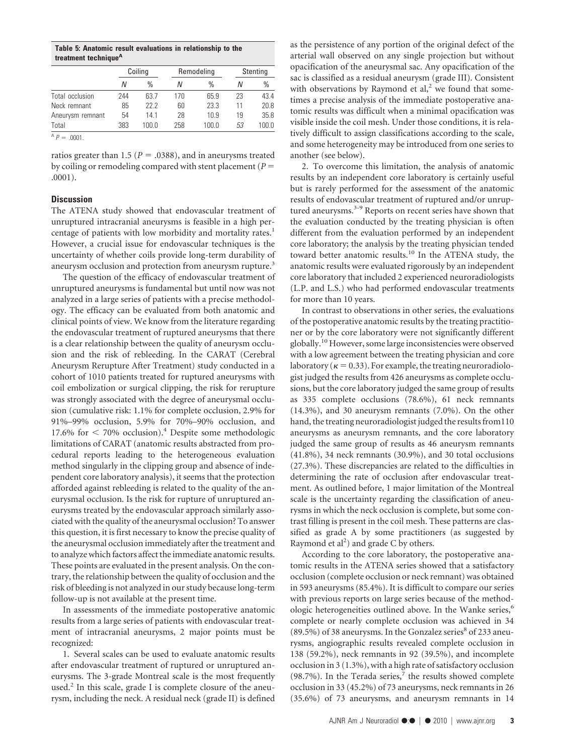**Table 5: Anatomic result evaluations in relationship to the treatment technique[A]**

| | Coiling | | Remodeling | | Stenting | |
|---|---|---|---|---|---|---|
| | *N* | % | *N* | % | *N* | % |
| Total occlusion | 244 | 63.7 | 170 | 65.9 | 23 | 43.4 |
| Neck remnant | 85 | 22.2 | 60 | 23.3 | 11 | 20.8 |
| Aneurysm remnant | 54 | 14.1 | 28 | 10.9 | 19 | 35.8 |
| Total | 383 | 100.0 | 258 | 100.0 | 53 | 100.0 |

[A] $P = .0001$.

ratios greater than 1.5 ($P = .0388$), and in aneurysms treated by coiling or remodeling compared with stent placement ($P = .0001$).

## Discussion

The ATENA study showed that endovascular treatment of unruptured intracranial aneurysms is feasible in a high percentage of patients with low morbidity and mortality rates.[1] However, a crucial issue for endovascular techniques is the uncertainty of whether coils provide long-term durability of aneurysm occlusion and protection from aneurysm rupture.[3]

The question of the efficacy of endovascular treatment of unruptured aneurysms is fundamental but until now was not analyzed in a large series of patients with a precise methodology. The efficacy can be evaluated from both anatomic and clinical points of view. We know from the literature regarding the endovascular treatment of ruptured aneurysms that there is a clear relationship between the quality of aneurysm occlusion and the risk of rebleeding. In the CARAT (Cerebral Aneurysm Rerupture After Treatment) study conducted in a cohort of 1010 patients treated for ruptured aneurysms with coil embolization or surgical clipping, the risk for rerupture was strongly associated with the degree of aneurysmal occlusion (cumulative risk: 1.1% for complete occlusion, 2.9% for 91%–99% occlusion, 5.9% for 70%–90% occlusion, and 17.6% for < 70% occlusion).[4] Despite some methodologic limitations of CARAT (anatomic results abstracted from procedural reports leading to the heterogeneous evaluation method singularly in the clipping group and absence of independent core laboratory analysis), it seems that the protection afforded against rebleeding is related to the quality of the aneurysmal occlusion. Is the risk for rupture of unruptured aneurysms treated by the endovascular approach similarly associated with the quality of the aneurysmal occlusion? To answer this question, it is first necessary to know the precise quality of the aneurysmal occlusion immediately after the treatment and to analyze which factors affect the immediate anatomic results. These points are evaluated in the present analysis. On the contrary, the relationship between the quality of occlusion and the risk of bleeding is not analyzed in our study because long-term follow-up is not available at the present time.

In assessments of the immediate postoperative anatomic results from a large series of patients with endovascular treatment of intracranial aneurysms, 2 major points must be recognized:

1. Several scales can be used to evaluate anatomic results after endovascular treatment of ruptured or unruptured aneurysms. The 3-grade Montreal scale is the most frequently used.[2] In this scale, grade I is complete closure of the aneurysm, including the neck. A residual neck (grade II) is defined as the persistence of any portion of the original defect of the arterial wall observed on any single projection but without opacification of the aneurysmal sac. Any opacification of the sac is classified as a residual aneurysm (grade III). Consistent with observations by Raymond et al,[2] we found that sometimes a precise analysis of the immediate postoperative anatomic results was difficult when a minimal opacification was visible inside the coil mesh. Under those conditions, it is relatively difficult to assign classifications according to the scale, and some heterogeneity may be introduced from one series to another (see below).

2. To overcome this limitation, the analysis of anatomic results by an independent core laboratory is certainly useful but is rarely performed for the assessment of the anatomic results of endovascular treatment of ruptured and/or unruptured aneurysms.[3-9] Reports on recent series have shown that the evaluation conducted by the treating physician is often different from the evaluation performed by an independent core laboratory; the analysis by the treating physician tended toward better anatomic results.[10] In the ATENA study, the anatomic results were evaluated rigorously by an independent core laboratory that included 2 experienced neuroradiologists (L.P. and L.S.) who had performed endovascular treatments for more than 10 years.

In contrast to observations in other series, the evaluations of the postoperative anatomic results by the treating practitioner or by the core laboratory were not significantly different globally.[10] However, some large inconsistencies were observed with a low agreement between the treating physician and core laboratory ($\kappa = 0.33$). For example, the treating neuroradiologist judged the results from 426 aneurysms as complete occlusions, but the core laboratory judged the same group of results as 335 complete occlusions (78.6%), 61 neck remnants (14.3%), and 30 aneurysm remnants (7.0%). On the other hand, the treating neuroradiologist judged the results from110 aneurysms as aneurysm remnants, and the core laboratory judged the same group of results as 46 aneurysm remnants (41.8%), 34 neck remnants (30.9%), and 30 total occlusions (27.3%). These discrepancies are related to the difficulties in determining the rate of occlusion after endovascular treatment. As outlined before, 1 major limitation of the Montreal scale is the uncertainty regarding the classification of aneurysms in which the neck occlusion is complete, but some contrast filling is present in the coil mesh. These patterns are classified as grade A by some practitioners (as suggested by Raymond et al[2]) and grade C by others.

According to the core laboratory, the postoperative anatomic results in the ATENA series showed that a satisfactory occlusion (complete occlusion or neck remnant) was obtained in 593 aneurysms (85.4%). It is difficult to compare our series with previous reports on large series because of the methodologic heterogeneities outlined above. In the Wanke series,[6] complete or nearly complete occlusion was achieved in 34 (89.5%) of 38 aneurysms. In the Gonzalez series[8] of 233 aneurysms, angiographic results revealed complete occlusion in 138 (59.2%), neck remnants in 92 (39.5%), and incomplete occlusion in 3 (1.3%), with a high rate of satisfactory occlusion (98.7%). In the Terada series,[7] the results showed complete occlusion in 33 (45.2%) of 73 aneurysms, neck remnants in 26 (35.6%) of 73 aneurysms, and aneurysm remnants in 14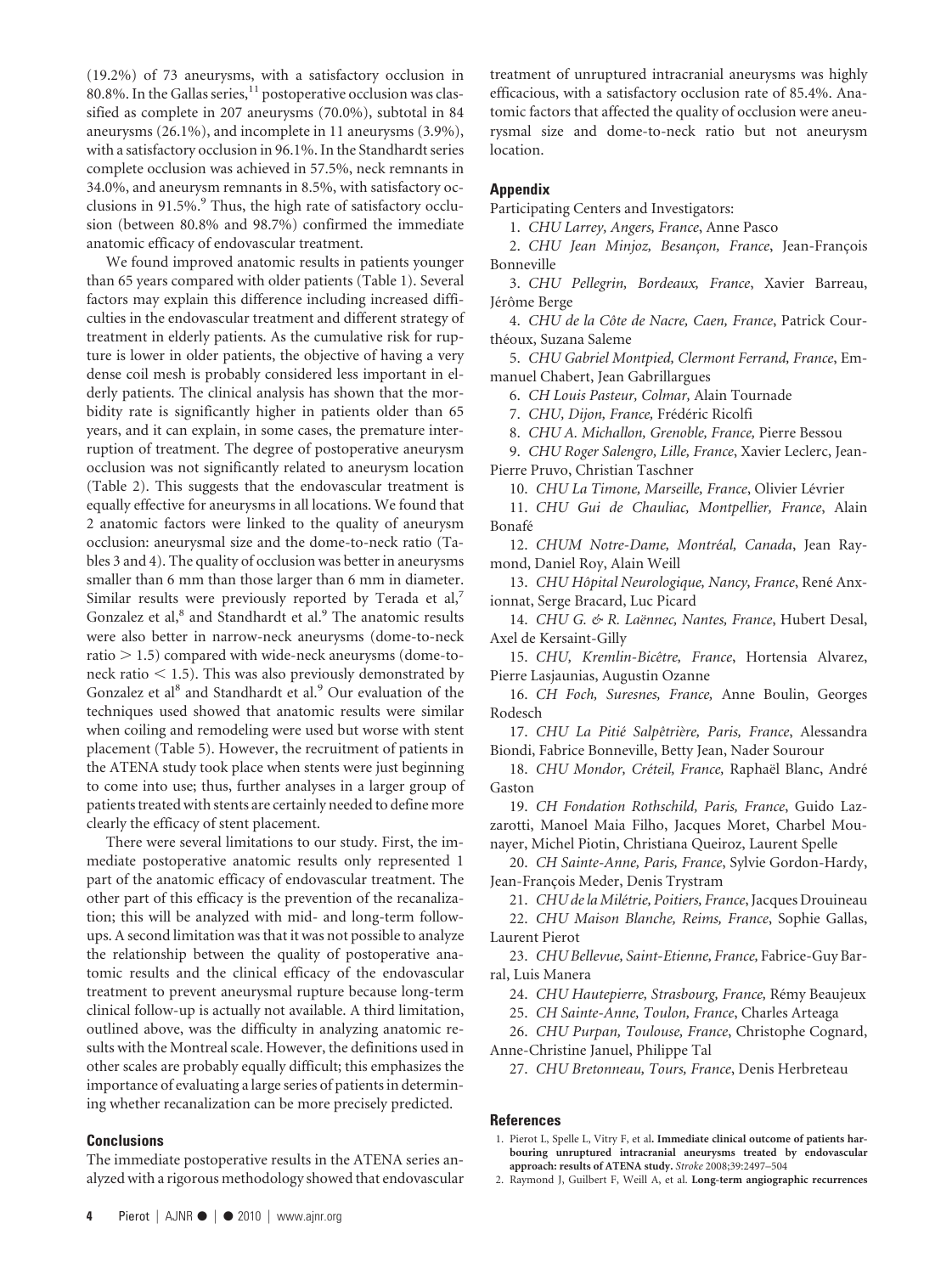(19.2%) of 73 aneurysms, with a satisfactory occlusion in 80.8%. In the Gallas series,[11] postoperative occlusion was classified as complete in 207 aneurysms (70.0%), subtotal in 84 aneurysms (26.1%), and incomplete in 11 aneurysms (3.9%), with a satisfactory occlusion in 96.1%. In the Standhardt series complete occlusion was achieved in 57.5%, neck remnants in 34.0%, and aneurysm remnants in 8.5%, with satisfactory occlusions in 91.5%.[9] Thus, the high rate of satisfactory occlusion (between 80.8% and 98.7%) confirmed the immediate anatomic efficacy of endovascular treatment.

We found improved anatomic results in patients younger than 65 years compared with older patients (Table 1). Several factors may explain this difference including increased difficulties in the endovascular treatment and different strategy of treatment in elderly patients. As the cumulative risk for rupture is lower in older patients, the objective of having a very dense coil mesh is probably considered less important in elderly patients. The clinical analysis has shown that the morbidity rate is significantly higher in patients older than 65 years, and it can explain, in some cases, the premature interruption of treatment. The degree of postoperative aneurysm occlusion was not significantly related to aneurysm location (Table 2). This suggests that the endovascular treatment is equally effective for aneurysms in all locations. We found that 2 anatomic factors were linked to the quality of aneurysm occlusion: aneurysmal size and the dome-to-neck ratio (Tables 3 and 4). The quality of occlusion was better in aneurysms smaller than 6 mm than those larger than 6 mm in diameter. Similar results were previously reported by Terada et al,[7] Gonzalez et al,[8] and Standhardt et al.[9] The anatomic results were also better in narrow-neck aneurysms (dome-to-neck ratio $> 1.5$) compared with wide-neck aneurysms (dome-to-neck ratio $< 1.5$). This was also previously demonstrated by Gonzalez et al[8] and Standhardt et al.[9] Our evaluation of the techniques used showed that anatomic results were similar when coiling and remodeling were used but worse with stent placement (Table 5). However, the recruitment of patients in the ATENA study took place when stents were just beginning to come into use; thus, further analyses in a larger group of patients treated with stents are certainly needed to define more clearly the efficacy of stent placement.

There were several limitations to our study. First, the immediate postoperative anatomic results only represented 1 part of the anatomic efficacy of endovascular treatment. The other part of this efficacy is the prevention of the recanalization; this will be analyzed with mid- and long-term follow-ups. A second limitation was that it was not possible to analyze the relationship between the quality of postoperative anatomic results and the clinical efficacy of the endovascular treatment to prevent aneurysmal rupture because long-term clinical follow-up is actually not available. A third limitation, outlined above, was the difficulty in analyzing anatomic results with the Montreal scale. However, the definitions used in other scales are probably equally difficult; this emphasizes the importance of evaluating a large series of patients in determining whether recanalization can be more precisely predicted.

## Conclusions

The immediate postoperative results in the ATENA series analyzed with a rigorous methodology showed that endovascular treatment of unruptured intracranial aneurysms was highly efficacious, with a satisfactory occlusion rate of 85.4%. Anatomic factors that affected the quality of occlusion were aneurysmal size and dome-to-neck ratio but not aneurysm location.

## Appendix

Participating Centers and Investigators:

1. *CHU Larrey, Angers, France*, Anne Pasco
2. *CHU Jean Minjoz, Besançon, France*, Jean-François Bonneville
3. *CHU Pellegrin, Bordeaux, France*, Xavier Barreau, Jérôme Berge
4. *CHU de la Côte de Nacre, Caen, France*, Patrick Courthéoux, Suzana Saleme
5. *CHU Gabriel Montpied, Clermont Ferrand, France*, Emmanuel Chabert, Jean Gabrillargues
6. *CH Louis Pasteur, Colmar,* Alain Tournade
7. *CHU, Dijon, France,* Frédéric Ricolfi
8. *CHU A. Michallon, Grenoble, France,* Pierre Bessou
9. *CHU Roger Salengro, Lille, France*, Xavier Leclerc, Jean-Pierre Pruvo, Christian Taschner
10. *CHU La Timone, Marseille, France*, Olivier Lévrier
11. *CHU Gui de Chauliac, Montpellier, France*, Alain Bonafé
12. *CHUM Notre-Dame, Montréal, Canada*, Jean Raymond, Daniel Roy, Alain Weill
13. *CHU Hôpital Neurologique, Nancy, France*, René Anxionnat, Serge Bracard, Luc Picard
14. *CHU G. & R. Laënnec, Nantes, France*, Hubert Desal, Axel de Kersaint-Gilly
15. *CHU, Kremlin-Bicêtre, France*, Hortensia Alvarez, Pierre Lasjaunias, Augustin Ozanne
16. *CH Foch, Suresnes, France,* Anne Boulin, Georges Rodesch
17. *CHU La Pitié Salpêtrière, Paris, France*, Alessandra Biondi, Fabrice Bonneville, Betty Jean, Nader Sourour
18. *CHU Mondor, Créteil, France,* Raphaël Blanc, André Gaston
19. *CH Fondation Rothschild, Paris, France*, Guido Lazzarotti, Manoel Maia Filho, Jacques Moret, Charbel Mounayer, Michel Piotin, Christiana Queiroz, Laurent Spelle
20. *CH Sainte-Anne, Paris, France*, Sylvie Gordon-Hardy, Jean-François Meder, Denis Trystram
21. *CHU de la Milétrie, Poitiers, France*, Jacques Drouineau
22. *CHU Maison Blanche, Reims, France*, Sophie Gallas, Laurent Pierot
23. *CHU Bellevue, Saint-Etienne, France,* Fabrice-Guy Barral, Luis Manera
24. *CHU Hautepierre, Strasbourg, France,* Rémy Beaujeux
25. *CH Sainte-Anne, Toulon, France*, Charles Arteaga
26. *CHU Purpan, Toulouse, France*, Christophe Cognard, Anne-Christine Januel, Philippe Tal
27. *CHU Bretonneau, Tours, France*, Denis Herbreteau

## References

1. Pierot L, Spelle L, Vitry F, et al. **Immediate clinical outcome of patients harbouring unruptured intracranial aneurysms treated by endovascular approach: results of ATENA study.** *Stroke* 2008;39:2497–504
2. Raymond J, Guilbert F, Weill A, et al. **Long-term angiographic recurrences**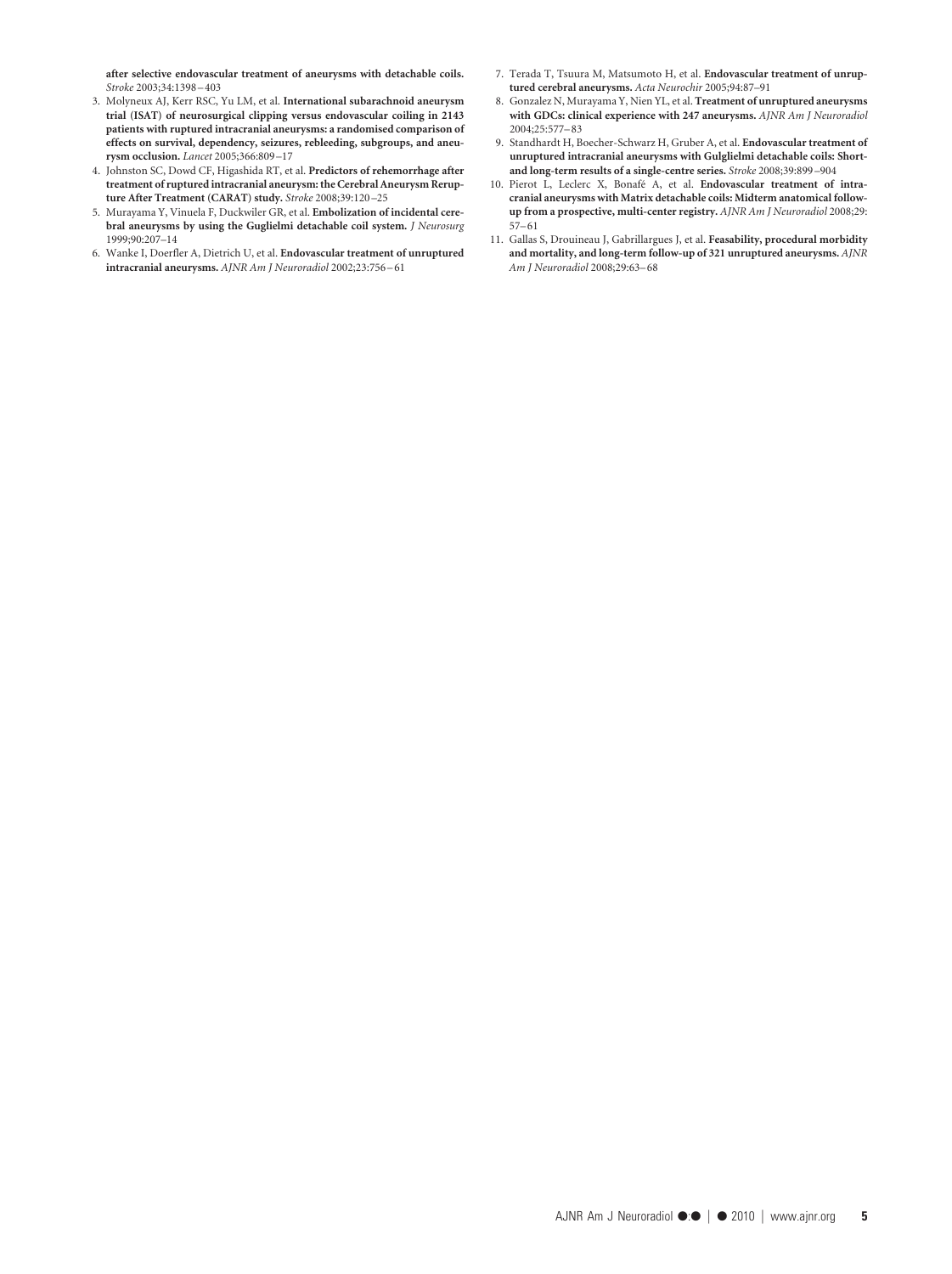**after selective endovascular treatment of aneurysms with detachable coils.** *Stroke* 2003;34:1398–403

3. Molyneux AJ, Kerr RSC, Yu LM, et al. **International subarachnoid aneurysm trial (ISAT) of neurosurgical clipping versus endovascular coiling in 2143 patients with ruptured intracranial aneurysms: a randomised comparison of effects on survival, dependency, seizures, rebleeding, subgroups, and aneurysm occlusion.** *Lancet* 2005;366:809–17
4. Johnston SC, Dowd CF, Higashida RT, et al. **Predictors of rehemorrhage after treatment of ruptured intracranial aneurysm: the Cerebral Aneurysm Rerupture After Treatment (CARAT) study.** *Stroke* 2008;39:120–25
5. Murayama Y, Vinuela F, Duckwiler GR, et al. **Embolization of incidental cerebral aneurysms by using the Guglielmi detachable coil system.** *J Neurosurg* 1999;90:207–14
6. Wanke I, Doerfler A, Dietrich U, et al. **Endovascular treatment of unruptured intracranial aneurysms.** *AJNR Am J Neuroradiol* 2002;23:756–61
7. Terada T, Tsuura M, Matsumoto H, et al. **Endovascular treatment of unruptured cerebral aneurysms.** *Acta Neurochir* 2005;94:87–91
8. Gonzalez N, Murayama Y, Nien YL, et al. **Treatment of unruptured aneurysms with GDCs: clinical experience with 247 aneurysms.** *AJNR Am J Neuroradiol* 2004;25:577–83
9. Standhardt H, Boecher-Schwarz H, Gruber A, et al. **Endovascular treatment of unruptured intracranial aneurysms with Gulglielmi detachable coils: Short- and long-term results of a single-centre series.** *Stroke* 2008;39:899–904
10. Pierot L, Leclerc X, Bonafé A, et al. **Endovascular treatment of intracranial aneurysms with Matrix detachable coils: Midterm anatomical follow-up from a prospective, multi-center registry.** *AJNR Am J Neuroradiol* 2008;29:57–61
11. Gallas S, Drouineau J, Gabrillargues J, et al. **Feasability, procedural morbidity and mortality, and long-term follow-up of 321 unruptured aneurysms.** *AJNR Am J Neuroradiol* 2008;29:63–68